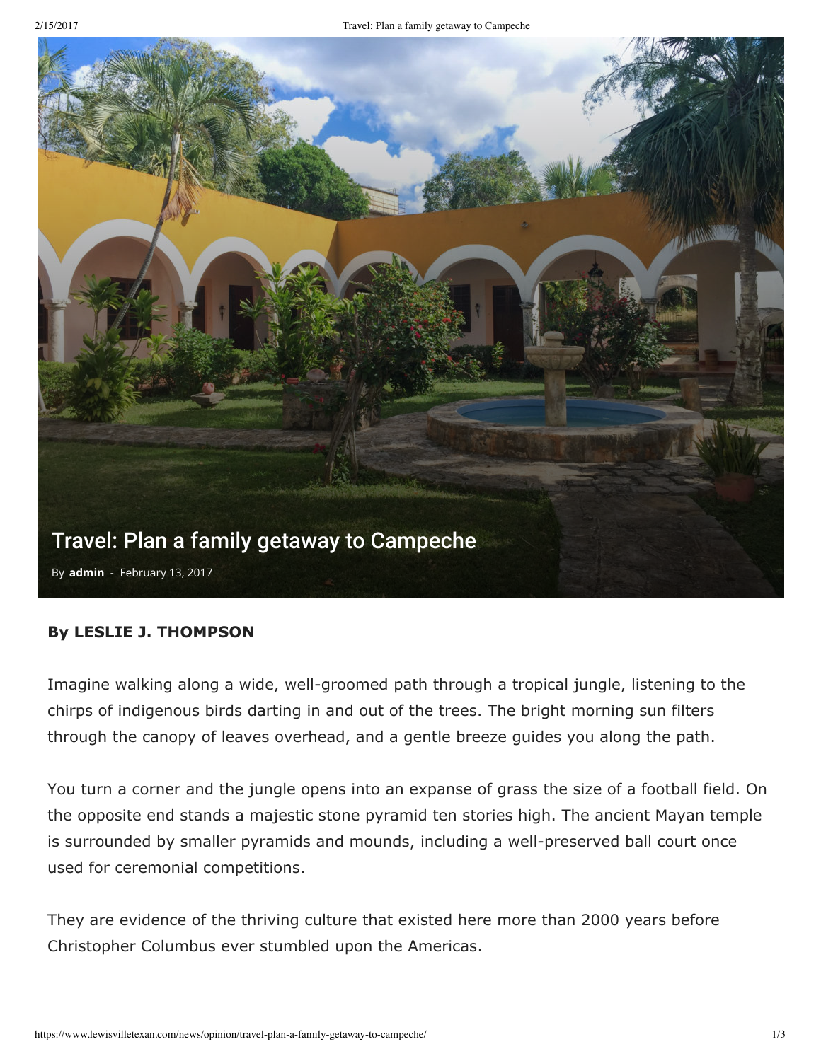# Travel: Plan a family getaway to Campeche

By **admin** - February 13, 2017

**By LESLIE J. THOMPSON**

Imagine walking along a wide, well-groomed path through a tropical jungle, listening to the chirps of indigenous birds darting in and out of the trees. The bright morning sun filters through the canopy of leaves overhead, and a gentle breeze guides you along the path.

You turn a corner and the jungle opens into an expanse of grass the size of a football field. On the opposite end stands a majestic stone pyramid ten stories high. The ancient Mayan temple is surrounded by smaller pyramids and mounds, including a well-preserved ball court once used for ceremonial competitions.

They are evidence of the thriving culture that existed here more than 2000 years before Christopher Columbus ever stumbled upon the Americas.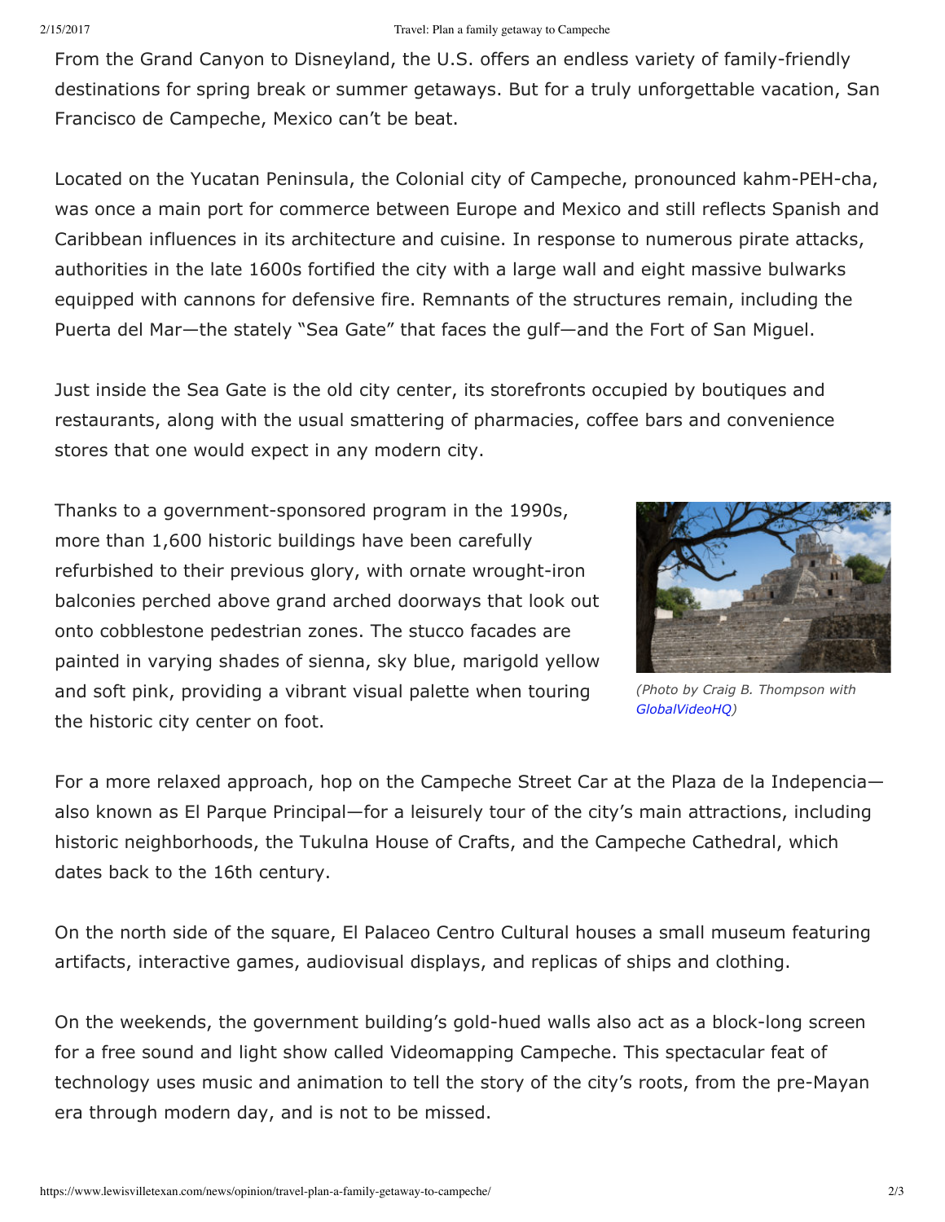From the Grand Canyon to Disneyland, the U.S. offers an endless variety of family-friendly destinations for spring break or summer getaways. But for a truly unforgettable vacation, San Francisco de Campeche, Mexico can't be beat.

Located on the Yucatan Peninsula, the Colonial city of Campeche, pronounced kahm-PEH-cha, was once a main port for commerce between Europe and Mexico and still reflects Spanish and Caribbean influences in its architecture and cuisine. In response to numerous pirate attacks, authorities in the late 1600s fortified the city with a large wall and eight massive bulwarks equipped with cannons for defensive fire. Remnants of the structures remain, including the Puerta del Mar—the stately "Sea Gate" that faces the gulf—and the Fort of San Miguel.

Just inside the Sea Gate is the old city center, its storefronts occupied by boutiques and restaurants, along with the usual smattering of pharmacies, coffee bars and convenience stores that one would expect in any modern city.

Thanks to a government-sponsored program in the 1990s, more than 1,600 historic buildings have been carefully refurbished to their previous glory, with ornate wrought-iron balconies perched above grand arched doorways that look out onto cobblestone pedestrian zones. The stucco facades are painted in varying shades of sienna, sky blue, marigold yellow and soft pink, providing a vibrant visual palette when touring the historic city center on foot.

*(Photo by Craig B. Thompson with GlobalVideoHQ)*

For a more relaxed approach, hop on the Campeche Street Car at the Plaza de la Indepencia—also known as El Parque Principal—for a leisurely tour of the city's main attractions, including historic neighborhoods, the Tukulna House of Crafts, and the Campeche Cathedral, which dates back to the 16th century.

On the north side of the square, El Palaceo Centro Cultural houses a small museum featuring artifacts, interactive games, audiovisual displays, and replicas of ships and clothing.

On the weekends, the government building's gold-hued walls also act as a block-long screen for a free sound and light show called Videomapping Campeche. This spectacular feat of technology uses music and animation to tell the story of the city's roots, from the pre-Mayan era through modern day, and is not to be missed.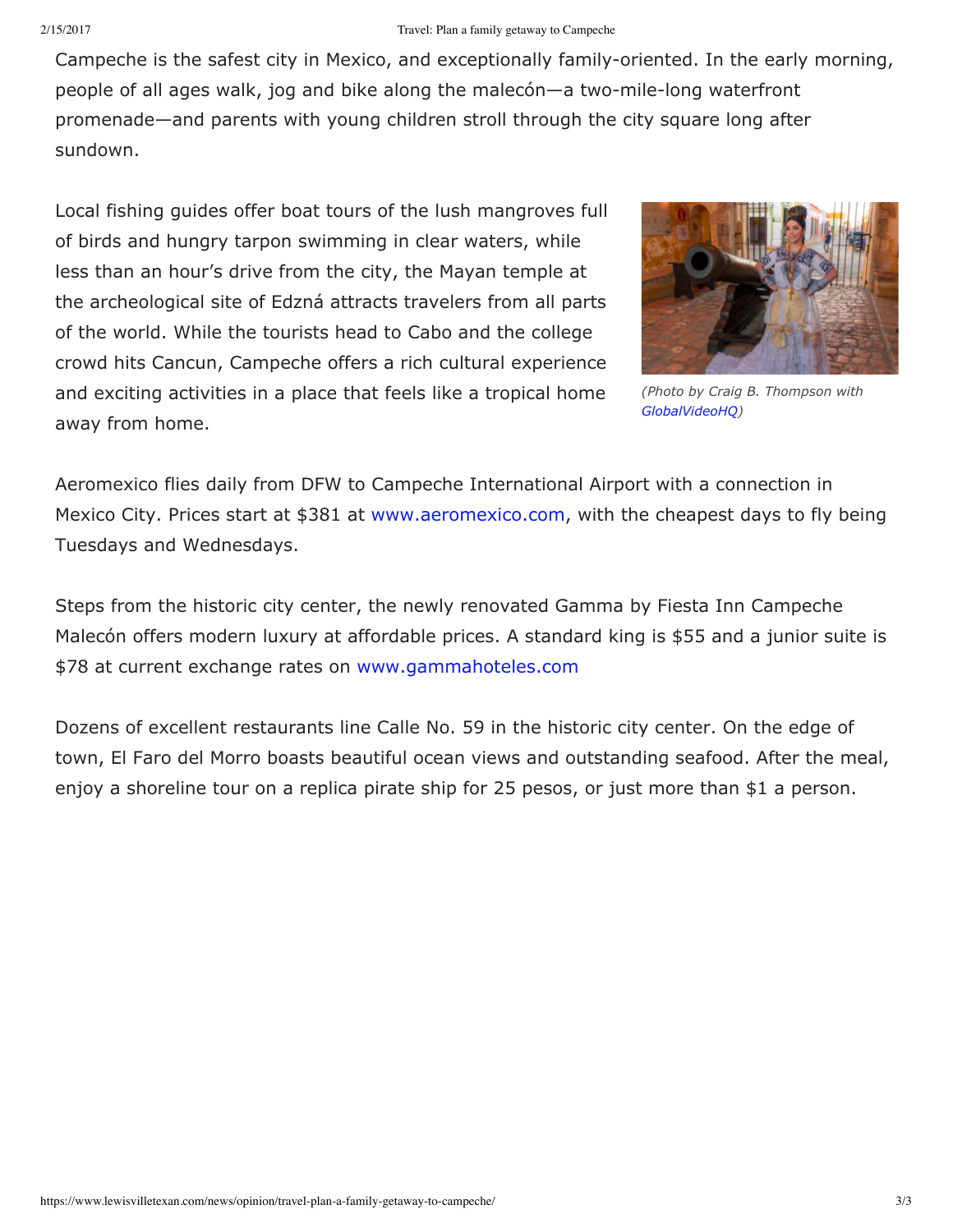Campeche is the safest city in Mexico, and exceptionally family-oriented. In the early morning, people of all ages walk, jog and bike along the malecón—a two-mile-long waterfront promenade—and parents with young children stroll through the city square long after sundown.

Local fishing guides offer boat tours of the lush mangroves full of birds and hungry tarpon swimming in clear waters, while less than an hour's drive from the city, the Mayan temple at the archeological site of Edzná attracts travelers from all parts of the world. While the tourists head to Cabo and the college crowd hits Cancun, Campeche offers a rich cultural experience and exciting activities in a place that feels like a tropical home away from home.

*(Photo by Craig B. Thompson with GlobalVideoHQ)*

Aeromexico flies daily from DFW to Campeche International Airport with a connection in Mexico City. Prices start at $381 at www.aeromexico.com, with the cheapest days to fly being Tuesdays and Wednesdays.

Steps from the historic city center, the newly renovated Gamma by Fiesta Inn Campeche Malecón offers modern luxury at affordable prices. A standard king is $55 and a junior suite is $78 at current exchange rates on www.gammahoteles.com

Dozens of excellent restaurants line Calle No. 59 in the historic city center. On the edge of town, El Faro del Morro boasts beautiful ocean views and outstanding seafood. After the meal, enjoy a shoreline tour on a replica pirate ship for 25 pesos, or just more than $1 a person.